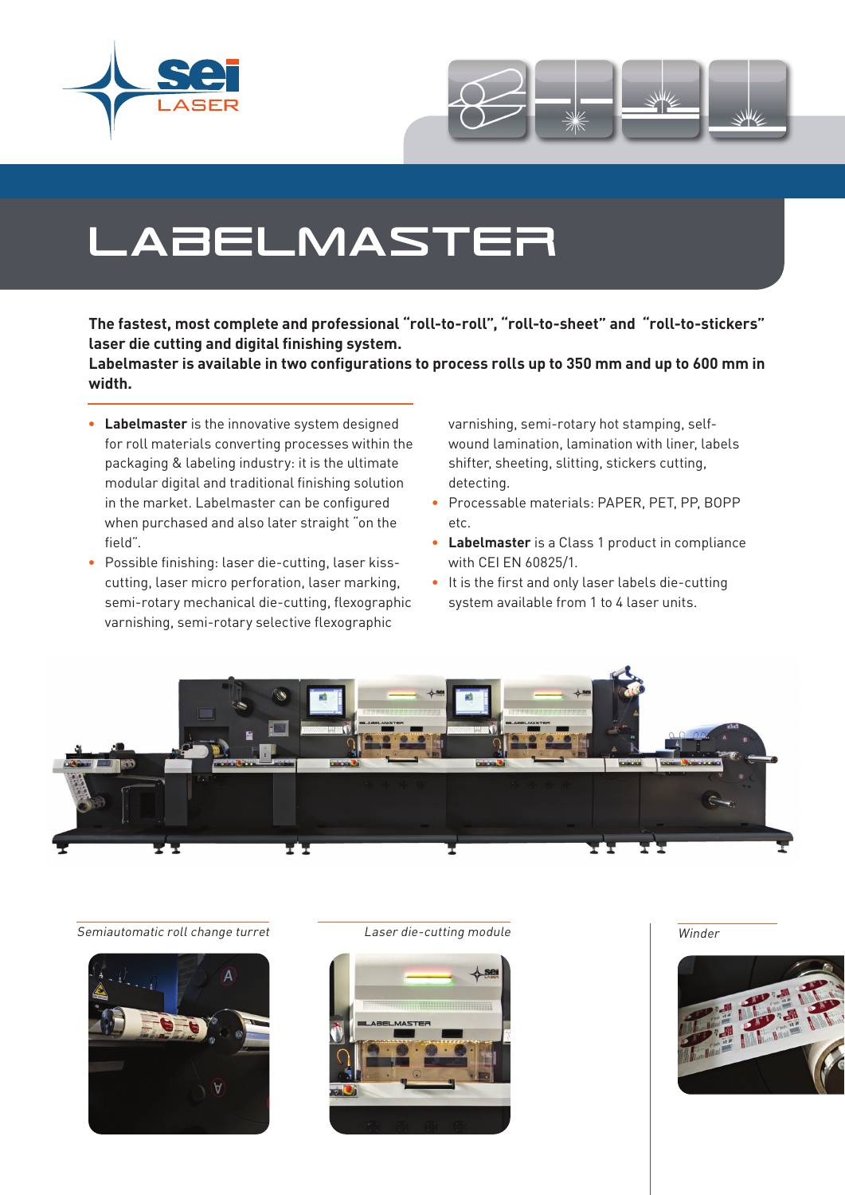# LABELMASTER

**The fastest, most complete and professional "roll-to-roll", "roll-to-sheet" and "roll-to-stickers" laser die cutting and digital finishing system.**
**Labelmaster is available in two configurations to process rolls up to 350 mm and up to 600 mm in width.**

- **Labelmaster** is the innovative system designed for roll materials converting processes within the packaging & labeling industry: it is the ultimate modular digital and traditional finishing solution in the market. Labelmaster can be configured when purchased and also later straight "on the field".
- Possible finishing: laser die-cutting, laser kiss-cutting, laser micro perforation, laser marking, semi-rotary mechanical die-cutting, flexographic varnishing, semi-rotary selective flexographic varnishing, semi-rotary hot stamping, self-wound lamination, lamination with liner, labels shifter, sheeting, slitting, stickers cutting, detecting.
- Processable materials: PAPER, PET, PP, BOPP etc.
- **Labelmaster** is a Class 1 product in compliance with CEI EN 60825/1.
- It is the first and only laser labels die-cutting system available from 1 to 4 laser units.

*Semiautomatic roll change turret*

*Laser die-cutting module*

*Winder*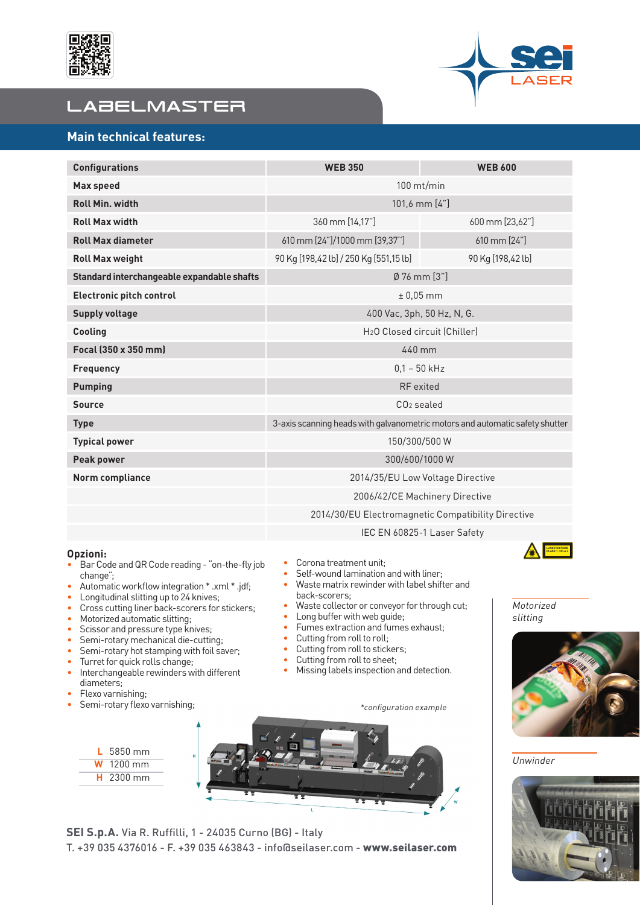# LABELMASTER

## Main technical features:

| Configurations | WEB 350 | WEB 600 |
|---|---|---|
| Max speed | 100 mt/min | |
| Roll Min. width | 101,6 mm [4"] | |
| Roll Max width | 360 mm [14,17"] | 600 mm [23,62"] |
| Roll Max diameter | 610 mm [24"]/1000 mm [39,37"] | 610 mm [24"] |
| Roll Max weight | 90 Kg [198,42 lb] / 250 Kg [551,15 lb] | 90 Kg [198,42 lb] |
| Standard interchangeable expandable shafts | Ø 76 mm [3"] | |
| Electronic pitch control | ± 0,05 mm | |
| Supply voltage | 400 Vac, 3ph, 50 Hz, N, G. | |
| Cooling | $H_2O$ Closed circuit (Chiller) | |
| Focal (350 x 350 mm) | 440 mm | |
| Frequency | 0,1 – 50 kHz | |
| Pumping | RF exited | |
| Source | $CO_2$ sealed | |
| Type | 3-axis scanning heads with galvanometric motors and automatic safety shutter | |
| Typical power | 150/300/500 W | |
| Peak power | 300/600/1000 W | |
| Norm compliance | 2014/35/EU Low Voltage Directive | |
| | 2006/42/CE Machinery Directive | |
| | 2014/30/EU Electromagnetic Compatibility Directive | |
| | IEC EN 60825-1 Laser Safety | |

### Opzioni:

- Bar Code and QR Code reading - "on-the-fly job change";
- Automatic workflow integration * .xml * .jdf;
- Longitudinal slitting up to 24 knives;
- Cross cutting liner back-scorers for stickers;
- Motorized automatic slitting;
- Scissor and pressure type knives;
- Semi-rotary mechanical die-cutting;
- Semi-rotary hot stamping with foil saver;
- Turret for quick rolls change;
- Interchangeable rewinders with different diameters;
- Flexo varnishing;
- Semi-rotary flexo varnishing;
- Corona treatment unit;
- Self-wound lamination and with liner;
- Waste matrix rewinder with label shifter and back-scorers;
- Waste collector or conveyor for through cut;
- Long buffer with web guide;
- Fumes extraction and fumes exhaust;
- Cutting from roll to roll;
- Cutting from roll to stickers;
- Cutting from roll to sheet;
- Missing labels inspection and detection.

*configuration example*

| | |
|---|---|
| L | 5850 mm |
| W | 1200 mm |
| H | 2300 mm |

*Motorized slitting*

*Unwinder*

**SEI S.p.A.** Via R. Ruffilli, 1 - 24035 Curno (BG) - Italy
T. +39 035 4376016 - F. +39 035 463843 - info@seilaser.com - **www.seilaser.com**